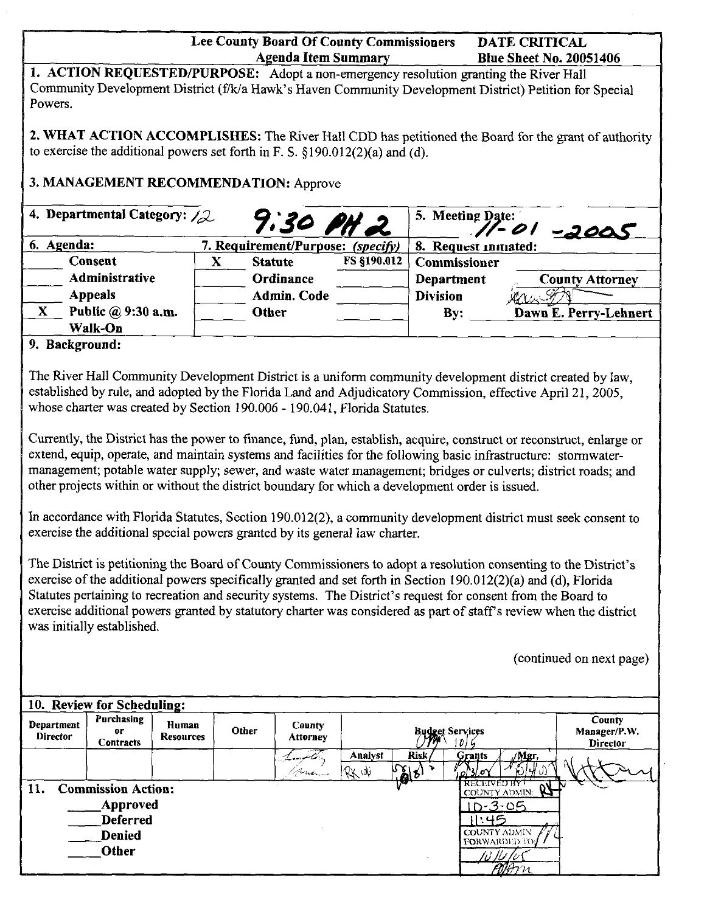**Lee County Board Of County Commissioners** **Agenda Item Summary** **DATE CRITICAL** **Blue Sheet No. 20051406**

**1. ACTION REQUESTED/PURPOSE:** Adopt a non-emergency resolution granting the River Hall Community Development District (f/k/a Hawk's Haven Community Development District) Petition for Special Powers.

**2. WHAT ACTION ACCOMPLISHES:** The River Hall CDD has petitioned the Board for the grant of authority to exercise the additional powers set forth in F. S. §190.012(2)(a) and (d).

**3. MANAGEMENT RECOMMENDATION:** Approve

| 4. Departmental Category: 12 | | 9:30 PH 2 | | 5. Meeting Date: 11-01-2005 | |
|---|---|---|---|---|---|
| **6. Agenda:** | | **7. Requirement/Purpose:** *(specify)* | | **8. Request Initiated:** | |
| | **Consent** | X **Statute** | FS §190.012 | **Commissioner** | |
| | **Administrative** | **Ordinance** | | **Department** | **County Attorney** |
| | **Appeals** | **Admin. Code** | | **Division** | |
| X | **Public @ 9:30 a.m.** | **Other** | | **By:** | **Dawn E. Perry-Lehnert** |
| | **Walk-On** | | | | |

**9. Background:**

The River Hall Community Development District is a uniform community development district created by law, established by rule, and adopted by the Florida Land and Adjudicatory Commission, effective April 21, 2005, whose charter was created by Section 190.006 - 190.041, Florida Statutes.

Currently, the District has the power to finance, fund, plan, establish, acquire, construct or reconstruct, enlarge or extend, equip, operate, and maintain systems and facilities for the following basic infrastructure: stormwater-management; potable water supply; sewer, and waste water management; bridges or culverts; district roads; and other projects within or without the district boundary for which a development order is issued.

In accordance with Florida Statutes, Section 190.012(2), a community development district must seek consent to exercise the additional special powers granted by its general law charter.

The District is petitioning the Board of County Commissioners to adopt a resolution consenting to the District's exercise of the additional powers specifically granted and set forth in Section 190.012(2)(a) and (d), Florida Statutes pertaining to recreation and security systems. The District's request for consent from the Board to exercise additional powers granted by statutory charter was considered as part of staff's review when the district was initially established.

(continued on next page)

**10. Review for Scheduling:**

| Department Director | Purchasing or Contracts | Human Resources | Other | County Attorney | Budget Services | | | | County Manager/P.W. Director |
|---|---|---|---|---|---|---|---|---|---|
| | | | | | Analyst | Risk | Grants | Mgr. | |
| | | | | | RK 10/3 | 10/3 | 10/3/05 | 10/4/05 | |

**11. Commission Action:**

____Approved
____Deferred
____Denied
____Other

RECEIVED BY COUNTY ADMIN: 10-3-05 11:45

COUNTY ADMIN FORWARDED TO: 10/10/05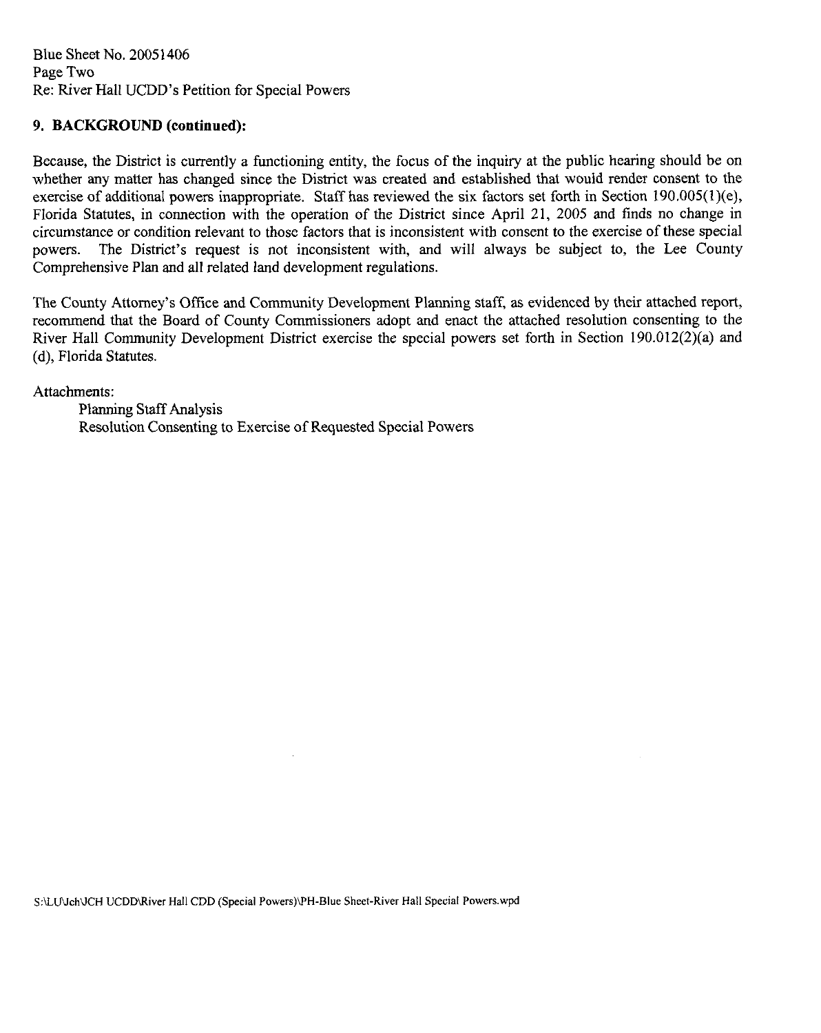Blue Sheet No. 20051406
Page Two
Re: River Hall UCDD's Petition for Special Powers

## 9. BACKGROUND (continued):

Because, the District is currently a functioning entity, the focus of the inquiry at the public hearing should be on whether any matter has changed since the District was created and established that would render consent to the exercise of additional powers inappropriate. Staff has reviewed the six factors set forth in Section 190.005(1)(e), Florida Statutes, in connection with the operation of the District since April 21, 2005 and finds no change in circumstance or condition relevant to those factors that is inconsistent with consent to the exercise of these special powers. The District's request is not inconsistent with, and will always be subject to, the Lee County Comprehensive Plan and all related land development regulations.

The County Attorney's Office and Community Development Planning staff, as evidenced by their attached report, recommend that the Board of County Commissioners adopt and enact the attached resolution consenting to the River Hall Community Development District exercise the special powers set forth in Section 190.012(2)(a) and (d), Florida Statutes.

Attachments:

- Planning Staff Analysis
- Resolution Consenting to Exercise of Requested Special Powers

S:\LU\Jch\JCH UCDD\River Hall CDD (Special Powers)\PH-Blue Sheet-River Hall Special Powers.wpd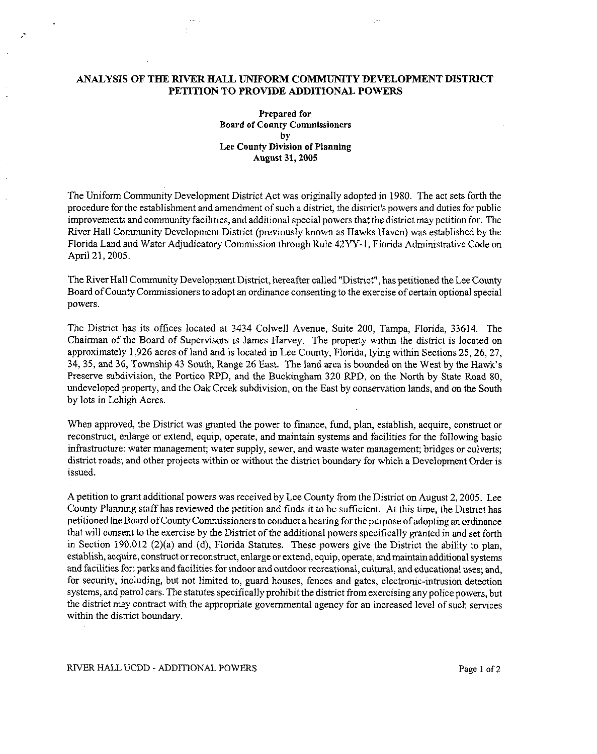# ANALYSIS OF THE RIVER HALL UNIFORM COMMUNITY DEVELOPMENT DISTRICT PETITION TO PROVIDE ADDITIONAL POWERS

**Prepared for**
**Board of County Commissioners**
**by**
**Lee County Division of Planning**
**August 31, 2005**

The Uniform Community Development District Act was originally adopted in 1980. The act sets forth the procedure for the establishment and amendment of such a district, the district's powers and duties for public improvements and community facilities, and additional special powers that the district may petition for. The River Hall Community Development District (previously known as Hawks Haven) was established by the Florida Land and Water Adjudicatory Commission through Rule 42YY-1, Florida Administrative Code on April 21, 2005.

The River Hall Community Development District, hereafter called "District", has petitioned the Lee County Board of County Commissioners to adopt an ordinance consenting to the exercise of certain optional special powers.

The District has its offices located at 3434 Colwell Avenue, Suite 200, Tampa, Florida, 33614. The Chairman of the Board of Supervisors is James Harvey. The property within the district is located on approximately 1,926 acres of land and is located in Lee County, Florida, lying within Sections 25, 26, 27, 34, 35, and 36, Township 43 South, Range 26 East. The land area is bounded on the West by the Hawk's Preserve subdivision, the Portico RPD, and the Buckingham 320 RPD, on the North by State Road 80, undeveloped property, and the Oak Creek subdivision, on the East by conservation lands, and on the South by lots in Lehigh Acres.

When approved, the District was granted the power to finance, fund, plan, establish, acquire, construct or reconstruct, enlarge or extend, equip, operate, and maintain systems and facilities for the following basic infrastructure: water management; water supply, sewer, and waste water management; bridges or culverts; district roads; and other projects within or without the district boundary for which a Development Order is issued.

A petition to grant additional powers was received by Lee County from the District on August 2, 2005. Lee County Planning staff has reviewed the petition and finds it to be sufficient. At this time, the District has petitioned the Board of County Commissioners to conduct a hearing for the purpose of adopting an ordinance that will consent to the exercise by the District of the additional powers specifically granted in and set forth in Section 190.012 (2)(a) and (d), Florida Statutes. These powers give the District the ability to plan, establish, acquire, construct or reconstruct, enlarge or extend, equip, operate, and maintain additional systems and facilities for: parks and facilities for indoor and outdoor recreational, cultural, and educational uses; and, for security, including, but not limited to, guard houses, fences and gates, electronic-intrusion detection systems, and patrol cars. The statutes specifically prohibit the district from exercising any police powers, but the district may contract with the appropriate governmental agency for an increased level of such services within the district boundary.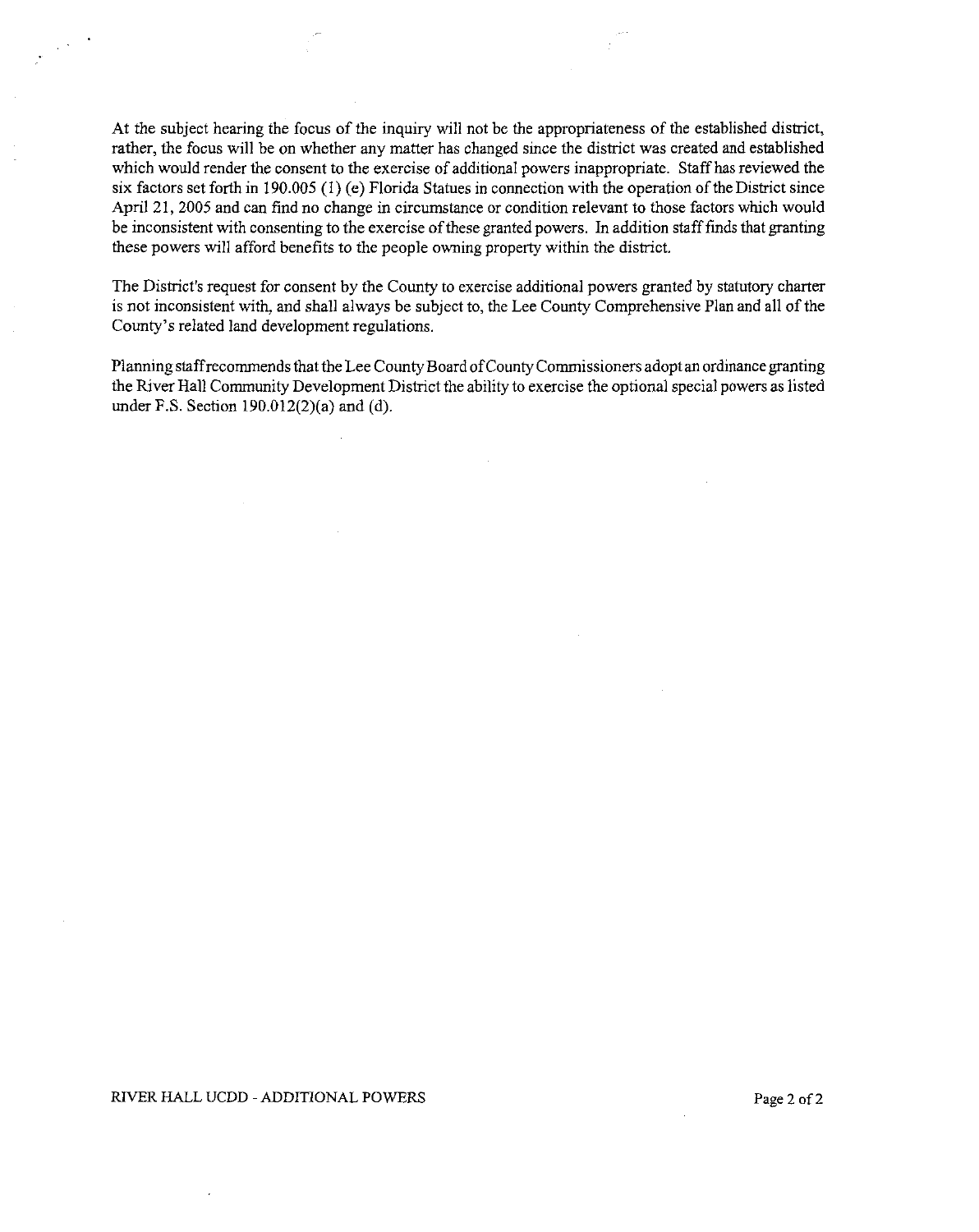At the subject hearing the focus of the inquiry will not be the appropriateness of the established district, rather, the focus will be on whether any matter has changed since the district was created and established which would render the consent to the exercise of additional powers inappropriate. Staff has reviewed the six factors set forth in 190.005 (1) (e) Florida Statues in connection with the operation of the District since April 21, 2005 and can find no change in circumstance or condition relevant to those factors which would be inconsistent with consenting to the exercise of these granted powers. In addition staff finds that granting these powers will afford benefits to the people owning property within the district.

The District's request for consent by the County to exercise additional powers granted by statutory charter is not inconsistent with, and shall always be subject to, the Lee County Comprehensive Plan and all of the County's related land development regulations.

Planning staff recommends that the Lee County Board of County Commissioners adopt an ordinance granting the River Hall Community Development District the ability to exercise the optional special powers as listed under F.S. Section 190.012(2)(a) and (d).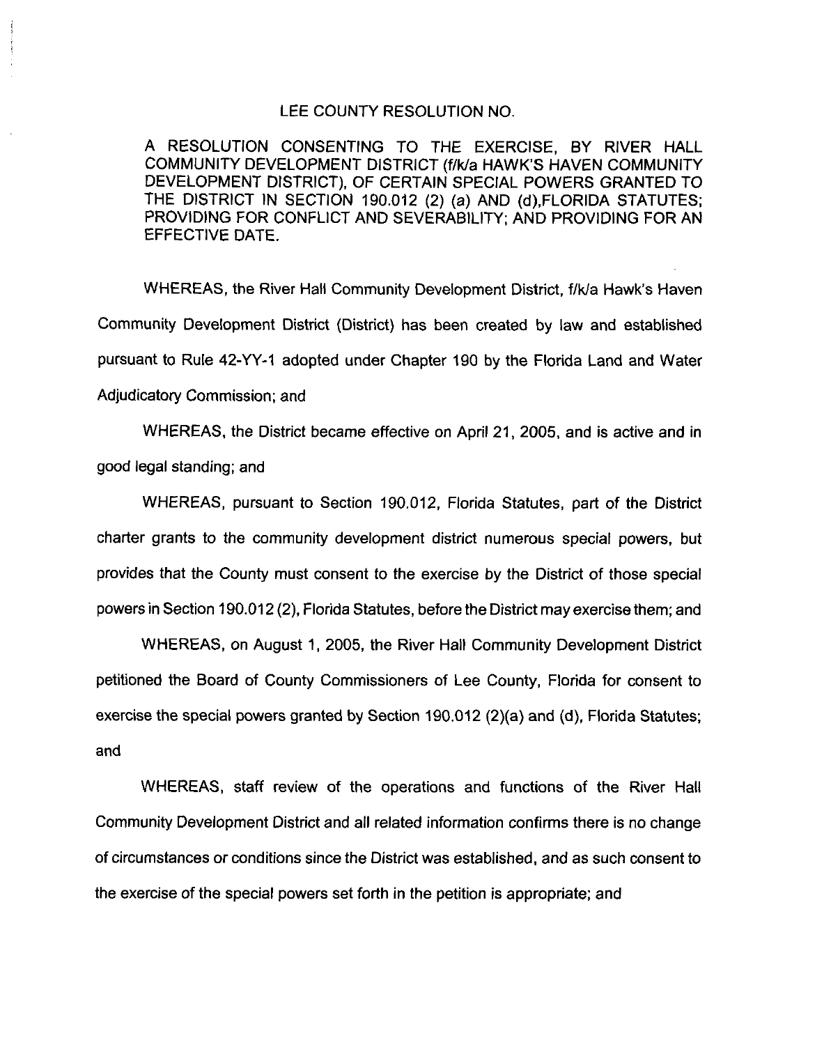LEE COUNTY RESOLUTION NO.

A RESOLUTION CONSENTING TO THE EXERCISE, BY RIVER HALL COMMUNITY DEVELOPMENT DISTRICT (f/k/a HAWK'S HAVEN COMMUNITY DEVELOPMENT DISTRICT), OF CERTAIN SPECIAL POWERS GRANTED TO THE DISTRICT IN SECTION 190.012 (2) (a) AND (d),FLORIDA STATUTES; PROVIDING FOR CONFLICT AND SEVERABILITY; AND PROVIDING FOR AN EFFECTIVE DATE.

WHEREAS, the River Hall Community Development District, f/k/a Hawk's Haven Community Development District (District) has been created by law and established pursuant to Rule 42-YY-1 adopted under Chapter 190 by the Florida Land and Water Adjudicatory Commission; and

WHEREAS, the District became effective on April 21, 2005, and is active and in good legal standing; and

WHEREAS, pursuant to Section 190.012, Florida Statutes, part of the District charter grants to the community development district numerous special powers, but provides that the County must consent to the exercise by the District of those special powers in Section 190.012 (2), Florida Statutes, before the District may exercise them; and

WHEREAS, on August 1, 2005, the River Hall Community Development District petitioned the Board of County Commissioners of Lee County, Florida for consent to exercise the special powers granted by Section 190.012 (2)(a) and (d), Florida Statutes; and

WHEREAS, staff review of the operations and functions of the River Hall Community Development District and all related information confirms there is no change of circumstances or conditions since the District was established, and as such consent to the exercise of the special powers set forth in the petition is appropriate; and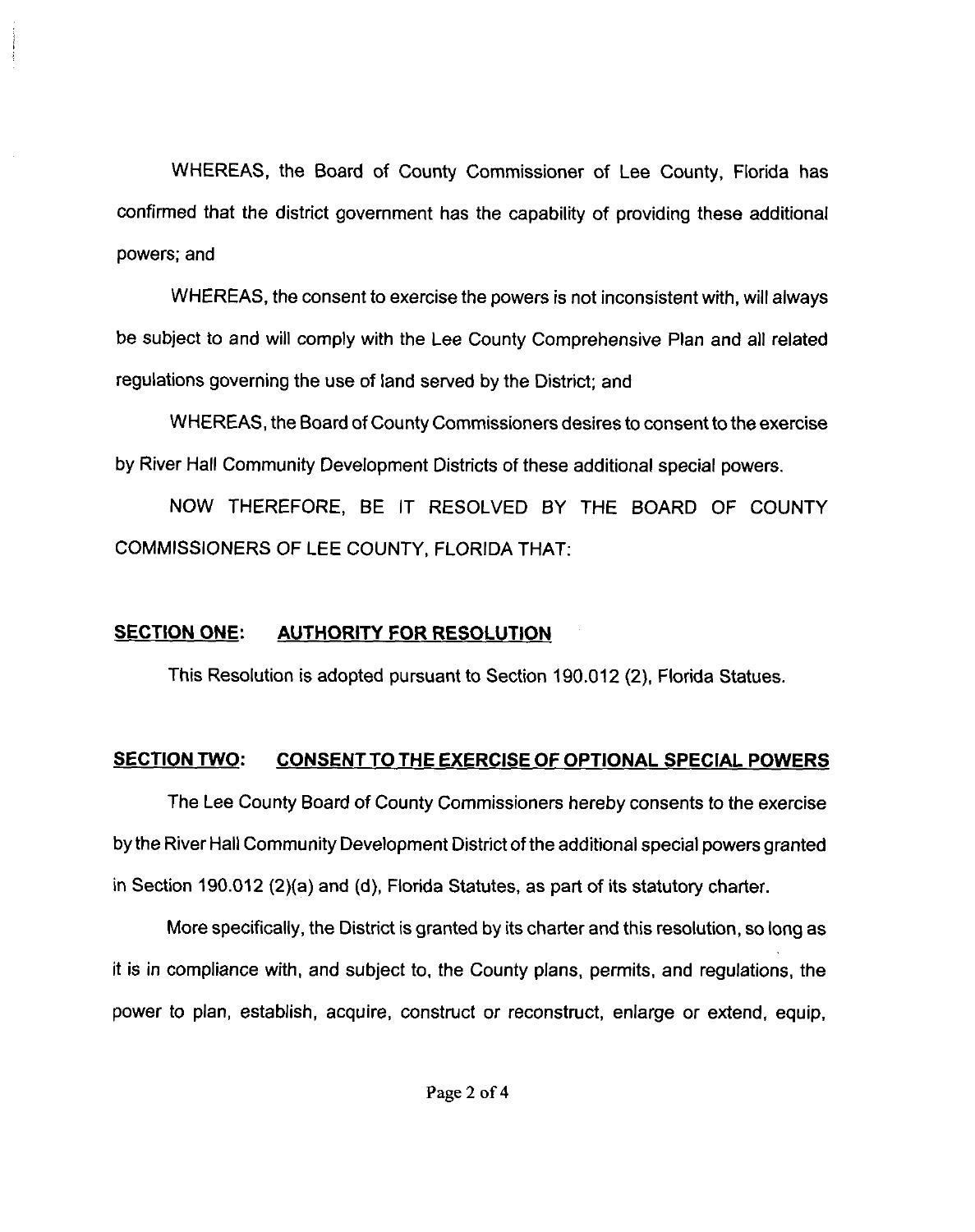WHEREAS, the Board of County Commissioner of Lee County, Florida has confirmed that the district government has the capability of providing these additional powers; and

WHEREAS, the consent to exercise the powers is not inconsistent with, will always be subject to and will comply with the Lee County Comprehensive Plan and all related regulations governing the use of land served by the District; and

WHEREAS, the Board of County Commissioners desires to consent to the exercise by River Hall Community Development Districts of these additional special powers.

NOW THEREFORE, BE IT RESOLVED BY THE BOARD OF COUNTY COMMISSIONERS OF LEE COUNTY, FLORIDA THAT:

**SECTION ONE: AUTHORITY FOR RESOLUTION**

This Resolution is adopted pursuant to Section 190.012 (2), Florida Statues.

**SECTION TWO: CONSENT TO THE EXERCISE OF OPTIONAL SPECIAL POWERS**

The Lee County Board of County Commissioners hereby consents to the exercise by the River Hall Community Development District of the additional special powers granted in Section 190.012 (2)(a) and (d), Florida Statutes, as part of its statutory charter.

More specifically, the District is granted by its charter and this resolution, so long as it is in compliance with, and subject to, the County plans, permits, and regulations, the power to plan, establish, acquire, construct or reconstruct, enlarge or extend, equip,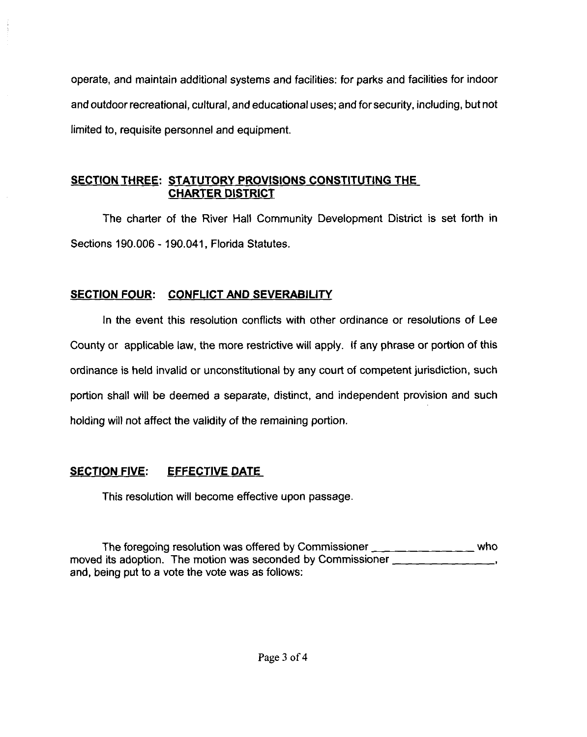operate, and maintain additional systems and facilities: for parks and facilities for indoor and outdoor recreational, cultural, and educational uses; and for security, including, but not limited to, requisite personnel and equipment.

**SECTION THREE: STATUTORY PROVISIONS CONSTITUTING THE CHARTER DISTRICT**

The charter of the River Hall Community Development District is set forth in Sections 190.006 - 190.041, Florida Statutes.

**SECTION FOUR: CONFLICT AND SEVERABILITY**

In the event this resolution conflicts with other ordinance or resolutions of Lee County or applicable law, the more restrictive will apply. If any phrase or portion of this ordinance is held invalid or unconstitutional by any court of competent jurisdiction, such portion shall will be deemed a separate, distinct, and independent provision and such holding will not affect the validity of the remaining portion.

**SECTION FIVE: EFFECTIVE DATE**

This resolution will become effective upon passage.

The foregoing resolution was offered by Commissioner _______________ who moved its adoption. The motion was seconded by Commissioner _______________, and, being put to a vote the vote was as follows: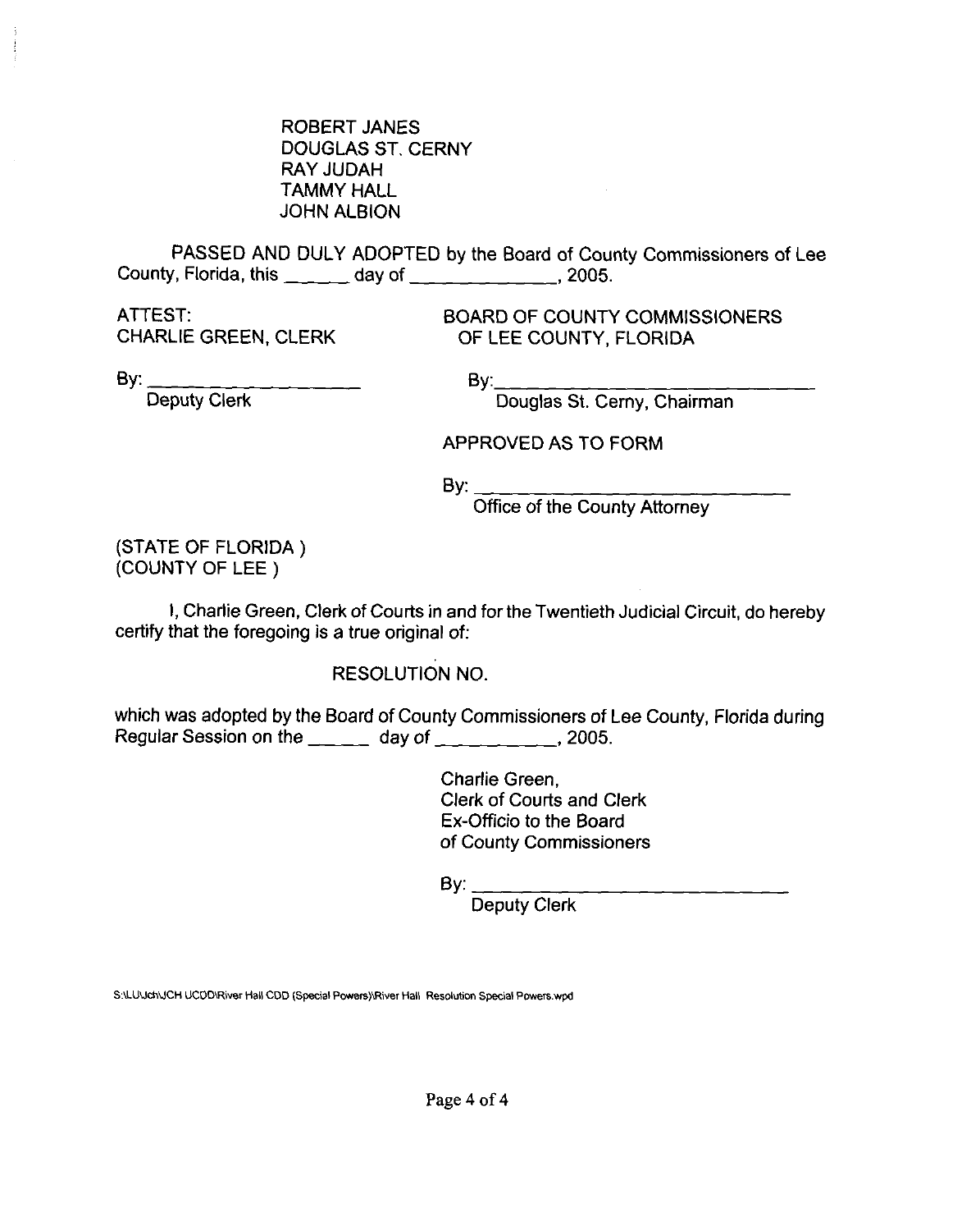ROBERT JANES
DOUGLAS ST. CERNY
RAY JUDAH
TAMMY HALL
JOHN ALBION

PASSED AND DULY ADOPTED by the Board of County Commissioners of Lee County, Florida, this ______ day of ______________, 2005.

ATTEST:
CHARLIE GREEN, CLERK

By: ____________________
Deputy Clerk

BOARD OF COUNTY COMMISSIONERS
OF LEE COUNTY, FLORIDA

By: ____________________
Douglas St. Cerny, Chairman

APPROVED AS TO FORM

By: ____________________
Office of the County Attorney

(STATE OF FLORIDA )
(COUNTY OF LEE )

I, Charlie Green, Clerk of Courts in and for the Twentieth Judicial Circuit, do hereby certify that the foregoing is a true original of:

RESOLUTION NO.

which was adopted by the Board of County Commissioners of Lee County, Florida during Regular Session on the ______ day of ___________, 2005.

Charlie Green,
Clerk of Courts and Clerk
Ex-Officio to the Board
of County Commissioners

By: ____________________
Deputy Clerk

S:\LU\Jch\JCH UCDD\River Hall CDD (Special Powers)\River Hall Resolution Special Powers.wpd